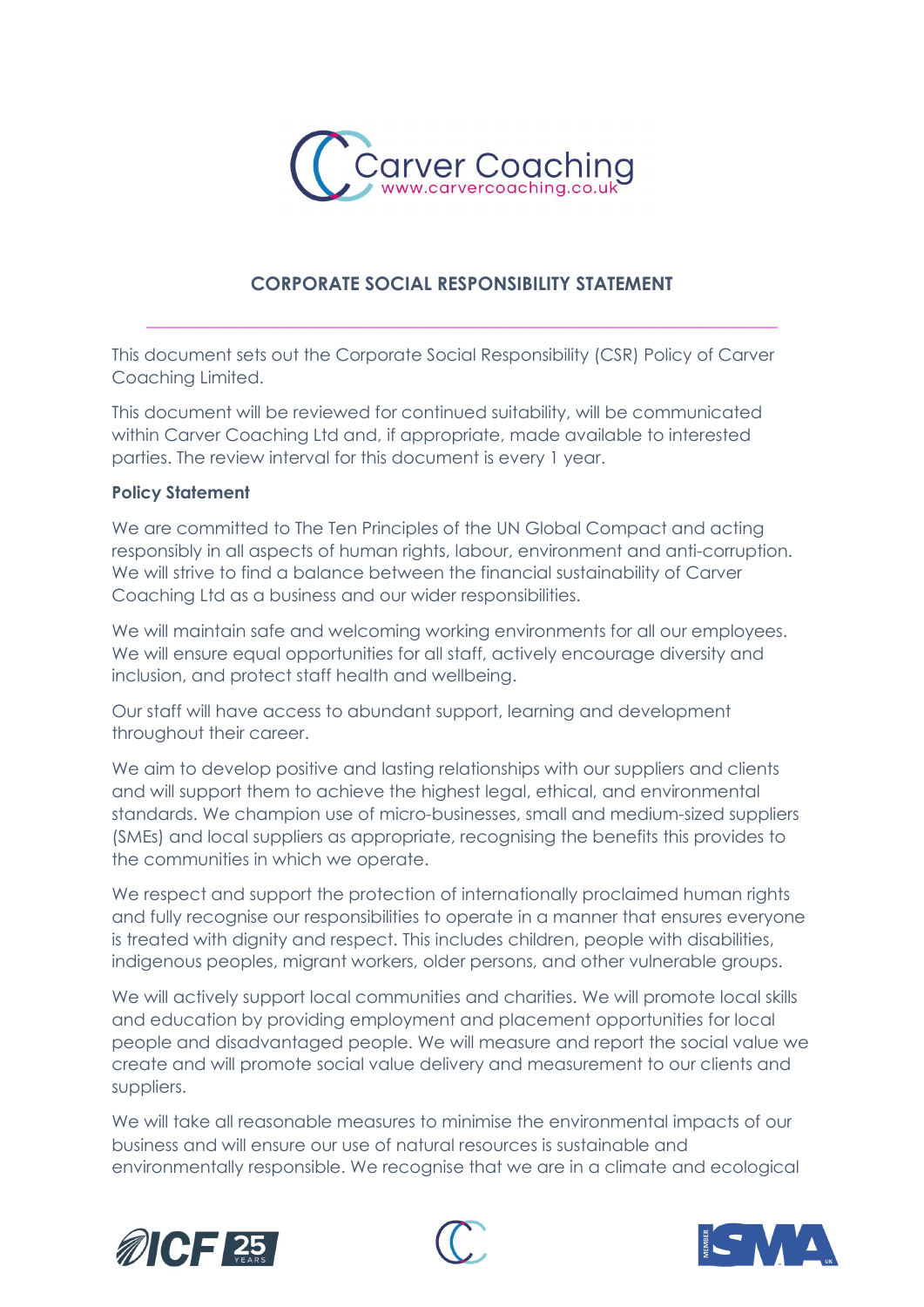# CORPORATE SOCIAL RESPONSIBILITY STATEMENT

This document sets out the Corporate Social Responsibility (CSR) Policy of Carver Coaching Limited.

This document will be reviewed for continued suitability, will be communicated within Carver Coaching Ltd and, if appropriate, made available to interested parties. The review interval for this document is every 1 year.

**Policy Statement**

We are committed to The Ten Principles of the UN Global Compact and acting responsibly in all aspects of human rights, labour, environment and anti-corruption. We will strive to find a balance between the financial sustainability of Carver Coaching Ltd as a business and our wider responsibilities.

We will maintain safe and welcoming working environments for all our employees. We will ensure equal opportunities for all staff, actively encourage diversity and inclusion, and protect staff health and wellbeing.

Our staff will have access to abundant support, learning and development throughout their career.

We aim to develop positive and lasting relationships with our suppliers and clients and will support them to achieve the highest legal, ethical, and environmental standards. We champion use of micro-businesses, small and medium-sized suppliers (SMEs) and local suppliers as appropriate, recognising the benefits this provides to the communities in which we operate.

We respect and support the protection of internationally proclaimed human rights and fully recognise our responsibilities to operate in a manner that ensures everyone is treated with dignity and respect. This includes children, people with disabilities, indigenous peoples, migrant workers, older persons, and other vulnerable groups.

We will actively support local communities and charities. We will promote local skills and education by providing employment and placement opportunities for local people and disadvantaged people. We will measure and report the social value we create and will promote social value delivery and measurement to our clients and suppliers.

We will take all reasonable measures to minimise the environmental impacts of our business and will ensure our use of natural resources is sustainable and environmentally responsible. We recognise that we are in a climate and ecological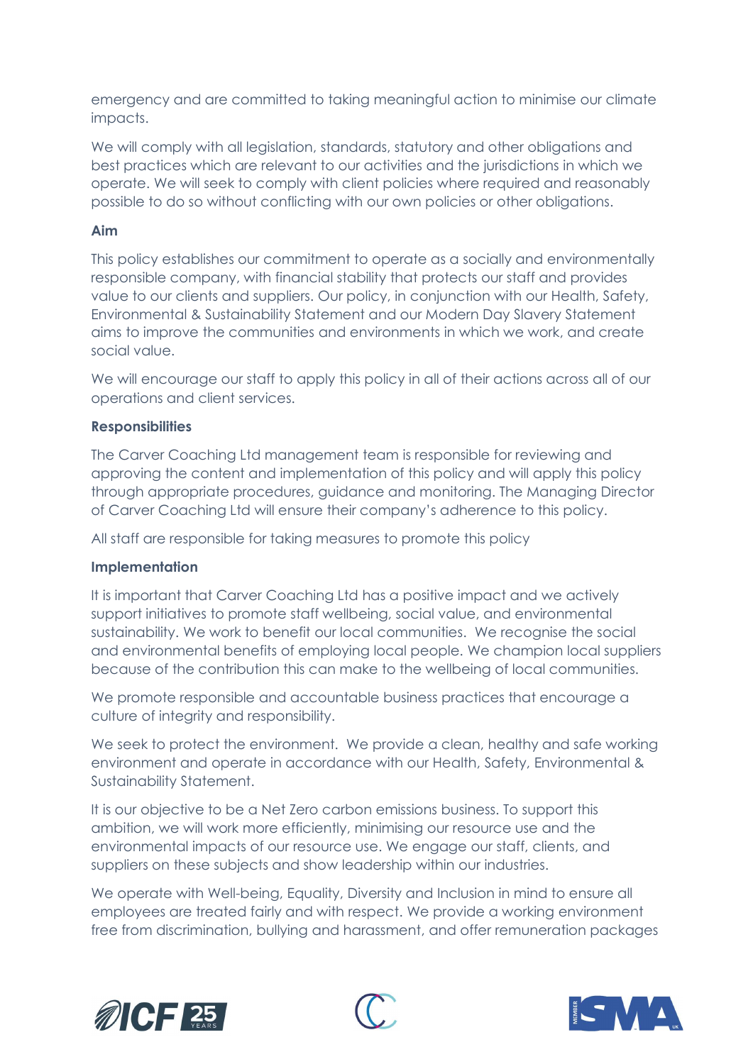emergency and are committed to taking meaningful action to minimise our climate impacts.

We will comply with all legislation, standards, statutory and other obligations and best practices which are relevant to our activities and the jurisdictions in which we operate. We will seek to comply with client policies where required and reasonably possible to do so without conflicting with our own policies or other obligations.

**Aim**

This policy establishes our commitment to operate as a socially and environmentally responsible company, with financial stability that protects our staff and provides value to our clients and suppliers. Our policy, in conjunction with our Health, Safety, Environmental & Sustainability Statement and our Modern Day Slavery Statement aims to improve the communities and environments in which we work, and create social value.

We will encourage our staff to apply this policy in all of their actions across all of our operations and client services.

**Responsibilities**

The Carver Coaching Ltd management team is responsible for reviewing and approving the content and implementation of this policy and will apply this policy through appropriate procedures, guidance and monitoring. The Managing Director of Carver Coaching Ltd will ensure their company's adherence to this policy.

All staff are responsible for taking measures to promote this policy

**Implementation**

It is important that Carver Coaching Ltd has a positive impact and we actively support initiatives to promote staff wellbeing, social value, and environmental sustainability. We work to benefit our local communities. We recognise the social and environmental benefits of employing local people. We champion local suppliers because of the contribution this can make to the wellbeing of local communities.

We promote responsible and accountable business practices that encourage a culture of integrity and responsibility.

We seek to protect the environment. We provide a clean, healthy and safe working environment and operate in accordance with our Health, Safety, Environmental & Sustainability Statement.

It is our objective to be a Net Zero carbon emissions business. To support this ambition, we will work more efficiently, minimising our resource use and the environmental impacts of our resource use. We engage our staff, clients, and suppliers on these subjects and show leadership within our industries.

We operate with Well-being, Equality, Diversity and Inclusion in mind to ensure all employees are treated fairly and with respect. We provide a working environment free from discrimination, bullying and harassment, and offer remuneration packages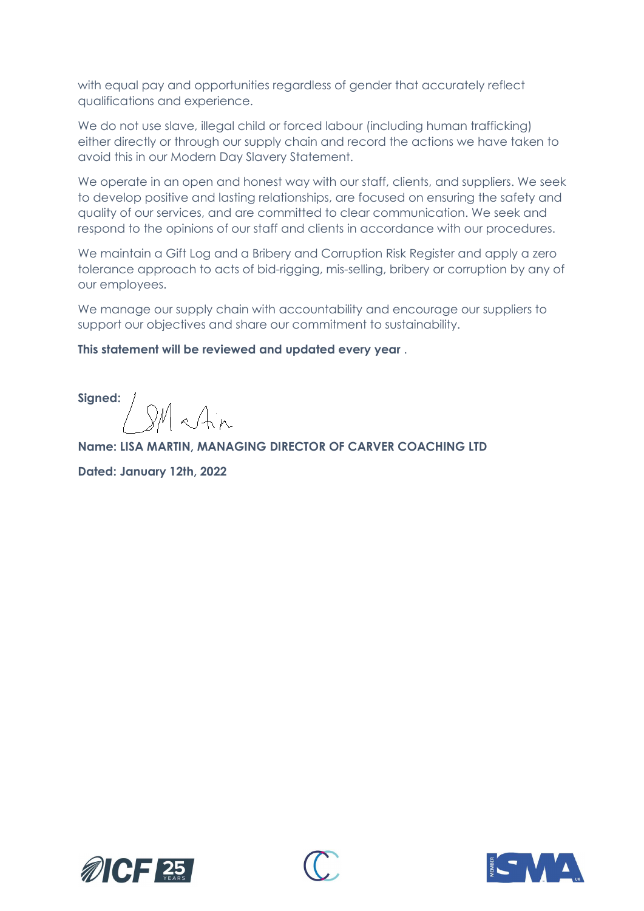with equal pay and opportunities regardless of gender that accurately reflect qualifications and experience.

We do not use slave, illegal child or forced labour (including human trafficking) either directly or through our supply chain and record the actions we have taken to avoid this in our Modern Day Slavery Statement.

We operate in an open and honest way with our staff, clients, and suppliers. We seek to develop positive and lasting relationships, are focused on ensuring the safety and quality of our services, and are committed to clear communication. We seek and respond to the opinions of our staff and clients in accordance with our procedures.

We maintain a Gift Log and a Bribery and Corruption Risk Register and apply a zero tolerance approach to acts of bid-rigging, mis-selling, bribery or corruption by any of our employees.

We manage our supply chain with accountability and encourage our suppliers to support our objectives and share our commitment to sustainability.

**This statement will be reviewed and updated every year** .

**Signed:**

**Name: LISA MARTIN, MANAGING DIRECTOR OF CARVER COACHING LTD**

**Dated: January 12th, 2022**